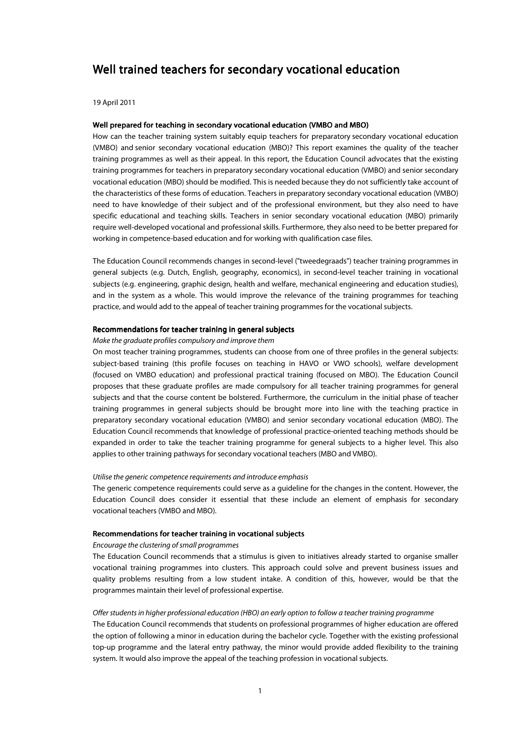# Well trained teachers for secondary vocational education

19 April 2011

### Well prepared for teaching in secondary vocational education (VMBO and MBO)

How can the teacher training system suitably equip teachers for preparatory secondary vocational education (VMBO) and senior secondary vocational education (MBO)? This report examines the quality of the teacher training programmes as well as their appeal. In this report, the Education Council advocates that the existing training programmes for teachers in preparatory secondary vocational education (VMBO) and senior secondary vocational education (MBO) should be modified. This is needed because they do not sufficiently take account of the characteristics of these forms of education. Teachers in preparatory secondary vocational education (VMBO) need to have knowledge of their subject and of the professional environment, but they also need to have specific educational and teaching skills. Teachers in senior secondary vocational education (MBO) primarily require well-developed vocational and professional skills. Furthermore, they also need to be better prepared for working in competence-based education and for working with qualification case files.

The Education Council recommends changes in second-level ("tweedegraads") teacher training programmes in general subjects (e.g. Dutch, English, geography, economics), in second-level teacher training in vocational subjects (e.g. engineering, graphic design, health and welfare, mechanical engineering and education studies), and in the system as a whole. This would improve the relevance of the training programmes for teaching practice, and would add to the appeal of teacher training programmes for the vocational subjects.

### Recommendations for teacher training in general subjects

*Make the graduate profiles compulsory and improve them*

On most teacher training programmes, students can choose from one of three profiles in the general subjects: subject-based training (this profile focuses on teaching in HAVO or VWO schools), welfare development (focused on VMBO education) and professional practical training (focused on MBO). The Education Council proposes that these graduate profiles are made compulsory for all teacher training programmes for general subjects and that the course content be bolstered. Furthermore, the curriculum in the initial phase of teacher training programmes in general subjects should be brought more into line with the teaching practice in preparatory secondary vocational education (VMBO) and senior secondary vocational education (MBO). The Education Council recommends that knowledge of professional practice-oriented teaching methods should be expanded in order to take the teacher training programme for general subjects to a higher level. This also applies to other training pathways for secondary vocational teachers (MBO and VMBO).

*Utilise the generic competence requirements and introduce emphasis*

The generic competence requirements could serve as a guideline for the changes in the content. However, the Education Council does consider it essential that these include an element of emphasis for secondary vocational teachers (VMBO and MBO).

### Recommendations for teacher training in vocational subjects

*Encourage the clustering of small programmes*

The Education Council recommends that a stimulus is given to initiatives already started to organise smaller vocational training programmes into clusters. This approach could solve and prevent business issues and quality problems resulting from a low student intake. A condition of this, however, would be that the programmes maintain their level of professional expertise.

*Offer students in higher professional education (HBO) an early option to follow a teacher training programme*

The Education Council recommends that students on professional programmes of higher education are offered the option of following a minor in education during the bachelor cycle. Together with the existing professional top-up programme and the lateral entry pathway, the minor would provide added flexibility to the training system. It would also improve the appeal of the teaching profession in vocational subjects.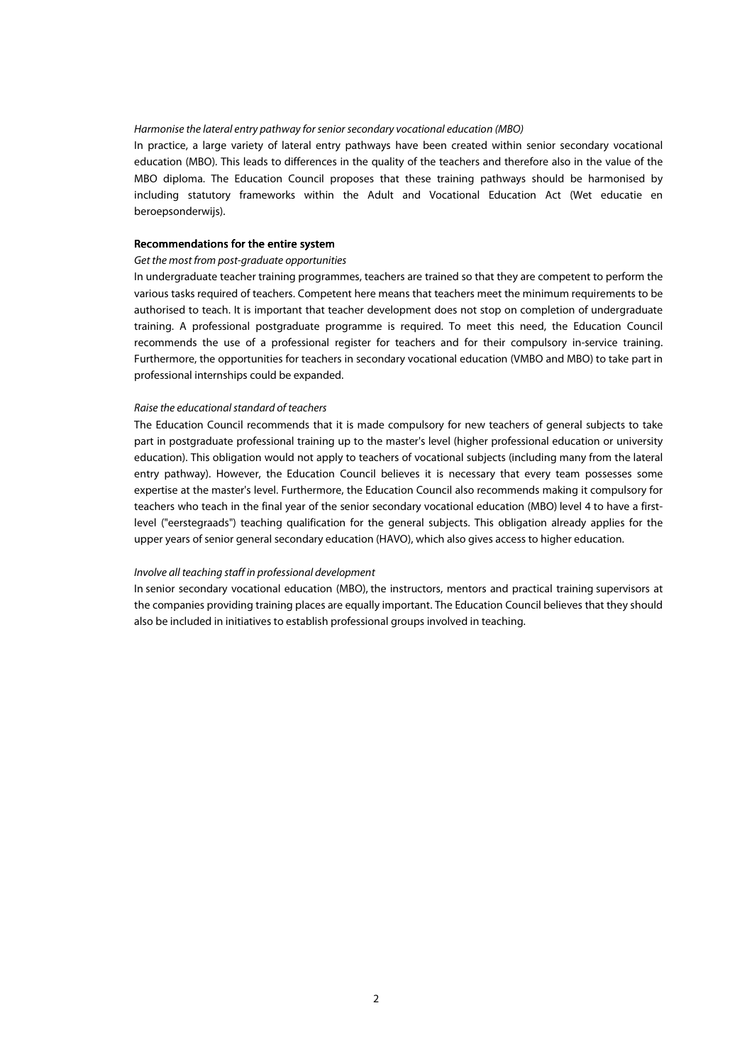*Harmonise the lateral entry pathway for senior secondary vocational education (MBO)*

In practice, a large variety of lateral entry pathways have been created within senior secondary vocational education (MBO). This leads to differences in the quality of the teachers and therefore also in the value of the MBO diploma. The Education Council proposes that these training pathways should be harmonised by including statutory frameworks within the Adult and Vocational Education Act (Wet educatie en beroepsonderwijs).

## Recommendations for the entire system

*Get the most from post-graduate opportunities*

In undergraduate teacher training programmes, teachers are trained so that they are competent to perform the various tasks required of teachers. Competent here means that teachers meet the minimum requirements to be authorised to teach. It is important that teacher development does not stop on completion of undergraduate training. A professional postgraduate programme is required. To meet this need, the Education Council recommends the use of a professional register for teachers and for their compulsory in-service training. Furthermore, the opportunities for teachers in secondary vocational education (VMBO and MBO) to take part in professional internships could be expanded.

*Raise the educational standard of teachers*

The Education Council recommends that it is made compulsory for new teachers of general subjects to take part in postgraduate professional training up to the master's level (higher professional education or university education). This obligation would not apply to teachers of vocational subjects (including many from the lateral entry pathway). However, the Education Council believes it is necessary that every team possesses some expertise at the master's level. Furthermore, the Education Council also recommends making it compulsory for teachers who teach in the final year of the senior secondary vocational education (MBO) level 4 to have a first-level ("eerstegraads") teaching qualification for the general subjects. This obligation already applies for the upper years of senior general secondary education (HAVO), which also gives access to higher education.

*Involve all teaching staff in professional development*

In senior secondary vocational education (MBO), the instructors, mentors and practical training supervisors at the companies providing training places are equally important. The Education Council believes that they should also be included in initiatives to establish professional groups involved in teaching.